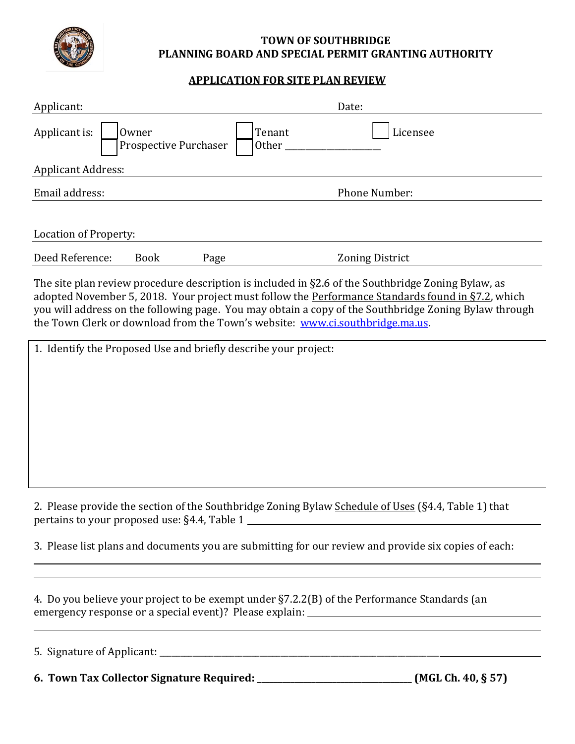**TOWN OF SOUTHBRIDGE**
**PLANNING BOARD AND SPECIAL PERMIT GRANTING AUTHORITY**

## APPLICATION FOR SITE PLAN REVIEW

Applicant: ______________________________ Date: ______________

Applicant is: ☐ Owner ☐ Tenant ☐ Licensee
☐ Prospective Purchaser ☐ Other ____________________

Applicant Address: ______________________________

Email address: ______________________________ Phone Number: ______________

Location of Property: ______________________________

Deed Reference: Book ______ Page ______ Zoning District ______________

The site plan review procedure description is included in §2.6 of the Southbridge Zoning Bylaw, as adopted November 5, 2018. Your project must follow the Performance Standards found in §7.2, which you will address on the following page. You may obtain a copy of the Southbridge Zoning Bylaw through the Town Clerk or download from the Town's website: www.ci.southbridge.ma.us.

1. Identify the Proposed Use and briefly describe your project:

2. Please provide the section of the Southbridge Zoning Bylaw Schedule of Uses (§4.4, Table 1) that pertains to your proposed use: §4.4, Table 1 ______________________________

3. Please list plans and documents you are submitting for our review and provide six copies of each:

______________________________

______________________________

4. Do you believe your project to be exempt under §7.2.2(B) of the Performance Standards (an emergency response or a special event)? Please explain: ______________________________

______________________________

5. Signature of Applicant: ______________________________

**6. Town Tax Collector Signature Required: ______________________________ (MGL Ch. 40, § 57)**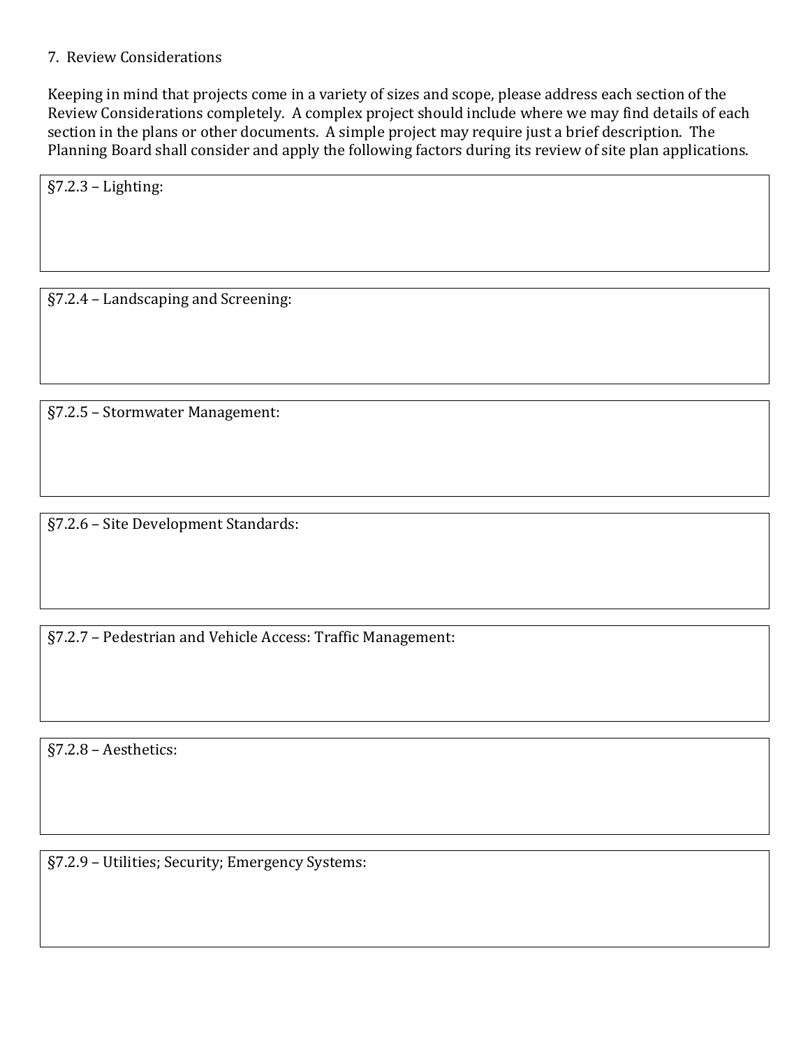7. Review Considerations

Keeping in mind that projects come in a variety of sizes and scope, please address each section of the Review Considerations completely. A complex project should include where we may find details of each section in the plans or other documents. A simple project may require just a brief description. The Planning Board shall consider and apply the following factors during its review of site plan applications.

§7.2.3 – Lighting:

§7.2.4 – Landscaping and Screening:

§7.2.5 – Stormwater Management:

§7.2.6 – Site Development Standards:

§7.2.7 – Pedestrian and Vehicle Access: Traffic Management:

§7.2.8 – Aesthetics:

§7.2.9 – Utilities; Security; Emergency Systems: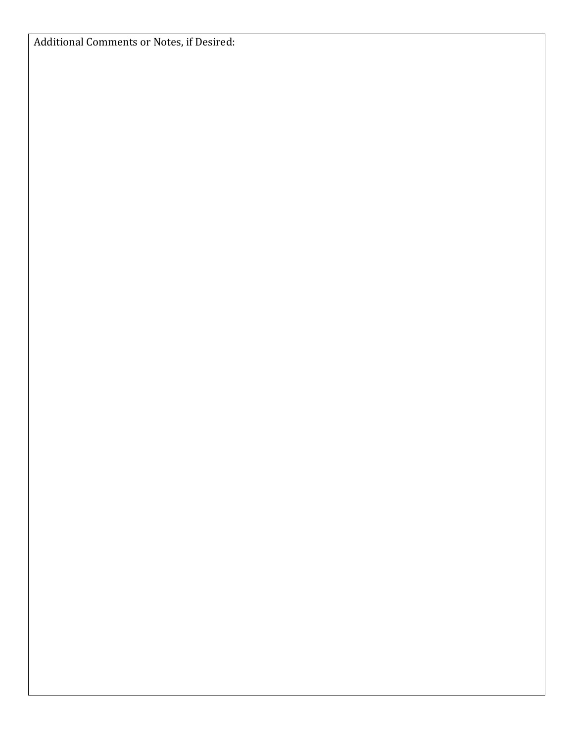Additional Comments or Notes, if Desired: